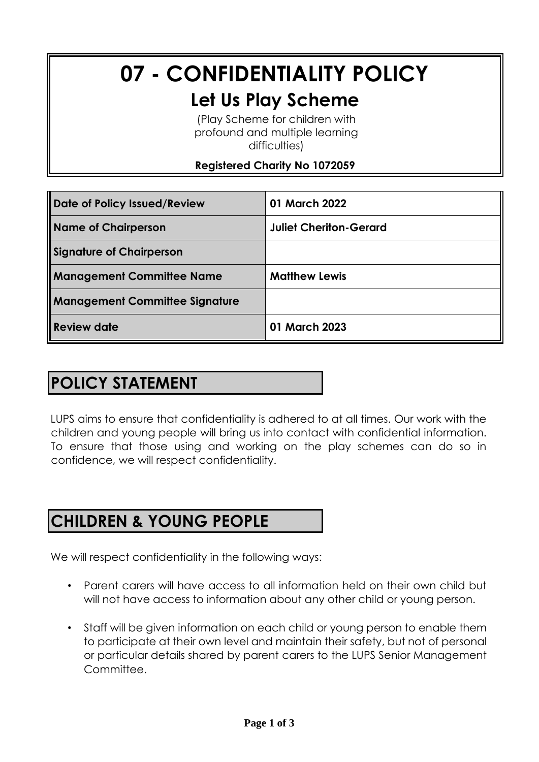# 07 - CONFIDENTIALITY POLICY

## Let Us Play Scheme

(Play Scheme for children with profound and multiple learning difficulties)

**Registered Charity No 1072059**

| | |
|---|---|
| **Date of Policy Issued/Review** | **01 March 2022** |
| **Name of Chairperson** | **Juliet Cheriton-Gerard** |
| **Signature of Chairperson** | |
| **Management Committee Name** | **Matthew Lewis** |
| **Management Committee Signature** | |
| **Review date** | **01 March 2023** |

## POLICY STATEMENT

LUPS aims to ensure that confidentiality is adhered to at all times. Our work with the children and young people will bring us into contact with confidential information. To ensure that those using and working on the play schemes can do so in confidence, we will respect confidentiality.

## CHILDREN & YOUNG PEOPLE

We will respect confidentiality in the following ways:

- Parent carers will have access to all information held on their own child but will not have access to information about any other child or young person.
- Staff will be given information on each child or young person to enable them to participate at their own level and maintain their safety, but not of personal or particular details shared by parent carers to the LUPS Senior Management Committee.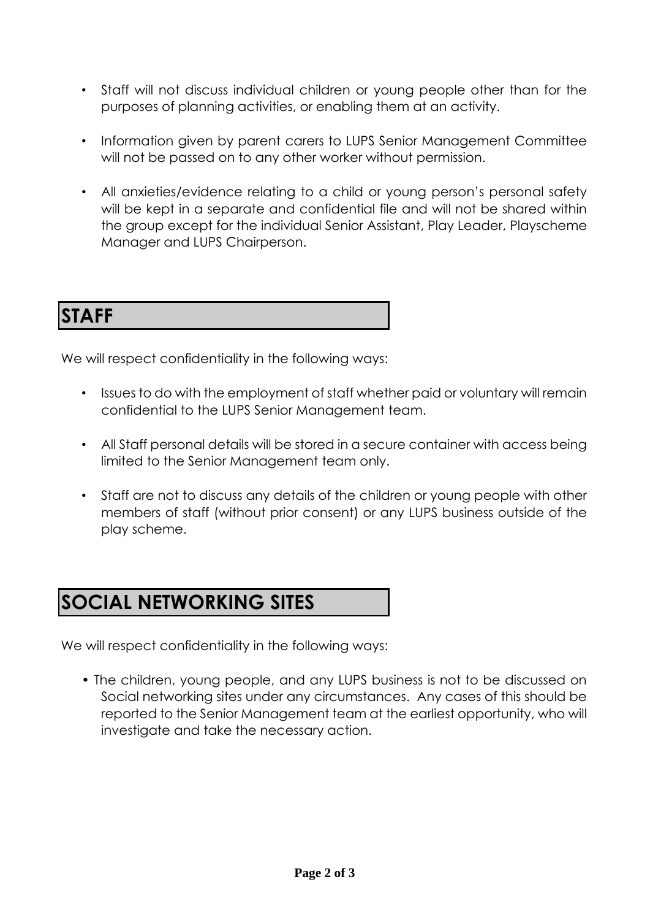- Staff will not discuss individual children or young people other than for the purposes of planning activities, or enabling them at an activity.
- Information given by parent carers to LUPS Senior Management Committee will not be passed on to any other worker without permission.
- All anxieties/evidence relating to a child or young person's personal safety will be kept in a separate and confidential file and will not be shared within the group except for the individual Senior Assistant, Play Leader, Playscheme Manager and LUPS Chairperson.

## STAFF

We will respect confidentiality in the following ways:

- Issues to do with the employment of staff whether paid or voluntary will remain confidential to the LUPS Senior Management team.
- All Staff personal details will be stored in a secure container with access being limited to the Senior Management team only.
- Staff are not to discuss any details of the children or young people with other members of staff (without prior consent) or any LUPS business outside of the play scheme.

## SOCIAL NETWORKING SITES

We will respect confidentiality in the following ways:

- The children, young people, and any LUPS business is not to be discussed on Social networking sites under any circumstances. Any cases of this should be reported to the Senior Management team at the earliest opportunity, who will investigate and take the necessary action.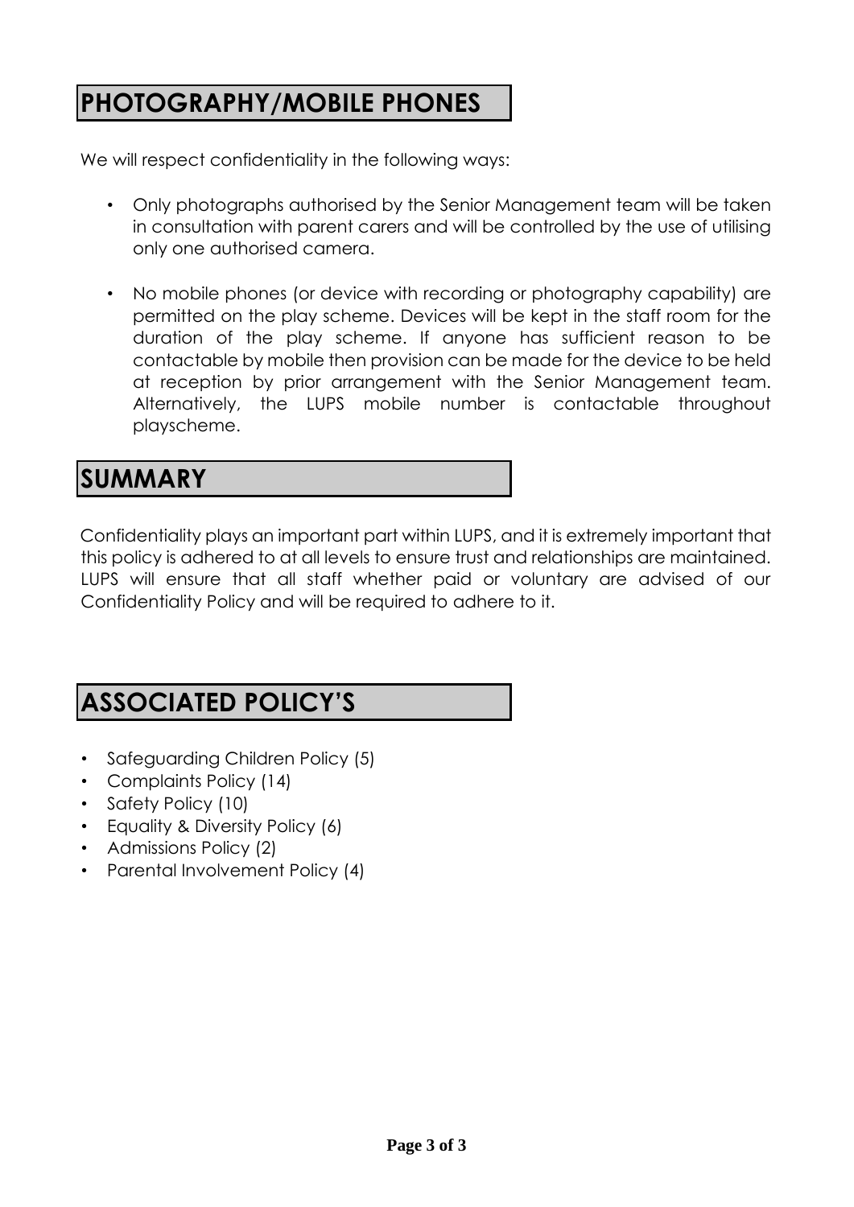## PHOTOGRAPHY/MOBILE PHONES

We will respect confidentiality in the following ways:

- Only photographs authorised by the Senior Management team will be taken in consultation with parent carers and will be controlled by the use of utilising only one authorised camera.
- No mobile phones (or device with recording or photography capability) are permitted on the play scheme. Devices will be kept in the staff room for the duration of the play scheme. If anyone has sufficient reason to be contactable by mobile then provision can be made for the device to be held at reception by prior arrangement with the Senior Management team. Alternatively, the LUPS mobile number is contactable throughout playscheme.

## SUMMARY

Confidentiality plays an important part within LUPS, and it is extremely important that this policy is adhered to at all levels to ensure trust and relationships are maintained. LUPS will ensure that all staff whether paid or voluntary are advised of our Confidentiality Policy and will be required to adhere to it.

## ASSOCIATED POLICY'S

- Safeguarding Children Policy (5)
- Complaints Policy (14)
- Safety Policy (10)
- Equality & Diversity Policy (6)
- Admissions Policy (2)
- Parental Involvement Policy (4)